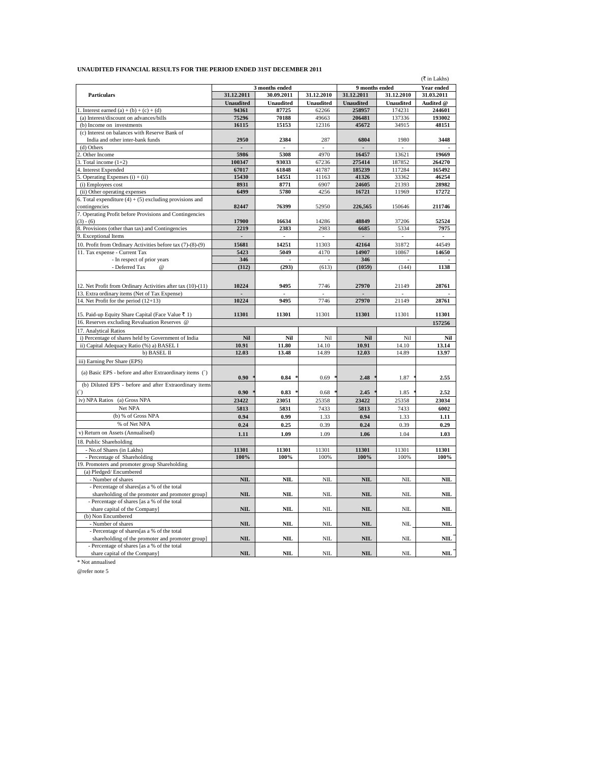**UNAUDITED FINANCIAL RESULTS FOR THE PERIOD ENDED 31ST DECEMBER 2011**

(₹ in Lakhs)

| Particulars | 3 months ended | | | 9 months ended | | Year ended |
|---|---|---|---|---|---|---|
| | 31.12.2011 | 30.09.2011 | 31.12.2010 | 31.12.2011 | 31.12.2010 | 31.03.2011 |
| | Unaudited | Unaudited | Unaudited | Unaudited | Unaudited | Audited @ |
| 1. Interest earned (a) + (b) + (c) + (d) | 94361 | 87725 | 62266 | 258957 | 174231 | 244601 |
| (a) Interest/discount on advances/bills | 75296 | 70188 | 49663 | 206481 | 137336 | 193002 |
| (b) Income on investments | 16115 | 15153 | 12316 | 45672 | 34915 | 48151 |
| (c) Interest on balances with Reserve Bank of India and other inter-bank funds | 2950 | 2384 | 287 | 6804 | 1980 | 3448 |
| (d) Others | - | - | - | - | - | - |
| 2. Other Income | 5986 | 5308 | 4970 | 16457 | 13621 | 19669 |
| 3. Total income (1+2) | 100347 | 93033 | 67236 | 275414 | 187852 | 264270 |
| 4. Interest Expended | 67017 | 61848 | 41787 | 185239 | 117284 | 165492 |
| 5. Operating Expenses (i) + (ii) | 15430 | 14551 | 11163 | 41326 | 33362 | 46254 |
| (i) Employees cost | 8931 | 8771 | 6907 | 24605 | 21393 | 28982 |
| (ii) Other operating expenses | 6499 | 5780 | 4256 | 16721 | 11969 | 17272 |
| 6. Total expenditure (4) + (5) excluding provisions and contingencies | 82447 | 76399 | 52950 | 226,565 | 150646 | 211746 |
| 7. Operating Profit before Provisions and Contingencies (3) - (6) | 17900 | 16634 | 14286 | 48849 | 37206 | 52524 |
| 8. Provisions (other than tax) and Contingencies | 2219 | 2383 | 2983 | 6685 | 5334 | 7975 |
| 9. Exceptional Items | - | - | - | - | - | - |
| 10. Profit from Ordinary Activities before tax (7)-(8)-(9) | 15681 | 14251 | 11303 | 42164 | 31872 | 44549 |
| 11. Tax expense - Current Tax | 5423 | 5049 | 4170 | 14907 | 10867 | 14650 |
| - In respect of prior years | 346 | - | - | 346 | - | - |
| - Deferred Tax @ | (312) | (293) | (613) | (1059) | (144) | 1138 |
| 12. Net Profit from Ordinary Activities after tax (10)-(11) | 10224 | 9495 | 7746 | 27970 | 21149 | 28761 |
| 13. Extra ordinary items (Net of Tax Expense) | - | - | - | - | - | - |
| 14. Net Profit for the period (12+13) | 10224 | 9495 | 7746 | 27970 | 21149 | 28761 |
| 15. Paid-up Equity Share Capital (Face Value ₹ 1) | 11301 | 11301 | 11301 | 11301 | 11301 | 11301 |
| 16. Reserves excluding Revaluation Reserves @ | | | | | | 157256 |
| 17. Analytical Ratios | | | | | | |
| i) Percentage of shares held by Government of India | Nil | Nil | Nil | Nil | Nil | Nil |
| ii) Capital Adequacy Ratio (%) a) BASEL I | 10.91 | 11.80 | 14.10 | 10.91 | 14.10 | 13.14 |
| b) BASEL II | 12.03 | 13.48 | 14.89 | 12.03 | 14.89 | 13.97 |
| iii) Earning Per Share (EPS) | | | | | | |
| (a) Basic EPS - before and after Extraordinary items (`) | 0.90 * | 0.84 * | 0.69 * | 2.48 * | 1.87 * | 2.55 |
| (b) Diluted EPS - before and after Extraordinary items (`) | 0.90 * | 0.83 * | 0.68 * | 2.45 * | 1.85 * | 2.52 |
| iv) NPA Ratios (a) Gross NPA | 23422 | 23051 | 25358 | 23422 | 25358 | 23034 |
| Net NPA | 5813 | 5831 | 7433 | 5813 | 7433 | 6002 |
| (b) % of Gross NPA | 0.94 | 0.99 | 1.33 | 0.94 | 1.33 | 1.11 |
| % of Net NPA | 0.24 | 0.25 | 0.39 | 0.24 | 0.39 | 0.29 |
| v) Return on Assets (Annualised) | 1.11 | 1.09 | 1.09 | 1.06 | 1.04 | 1.03 |
| 18. Public Shareholding | | | | | | |
| - No.of Shares (in Lakhs) | 11301 | 11301 | 11301 | 11301 | 11301 | 11301 |
| - Percentage of Shareholding | 100% | 100% | 100% | 100% | 100% | 100% |
| 19. Promoters and promoter group Shareholding | | | | | | |
| (a) Pledged/ Encumbered | | | | | | |
| - Number of shares | NIL | NIL | NIL | NIL | NIL | NIL |
| - Percentage of shares[as a % of the total shareholding of the promoter and promoter group] | NIL | NIL | NIL | NIL | NIL | NIL |
| - Percentage of shares [as a % of the total share capital of the Company] | NIL | NIL | NIL | NIL | NIL | NIL |
| (b) Non Encumbered | | | | | | |
| - Number of shares | NIL | NIL | NIL | NIL | NIL | NIL |
| - Percentage of shares[as a % of the total shareholding of the promoter and promoter group] | NIL | NIL | NIL | NIL | NIL | NIL |
| - Percentage of shares [as a % of the total share capital of the Company] | NIL | NIL | NIL | NIL | NIL | NIL |

\* Not annualised

@refer note 5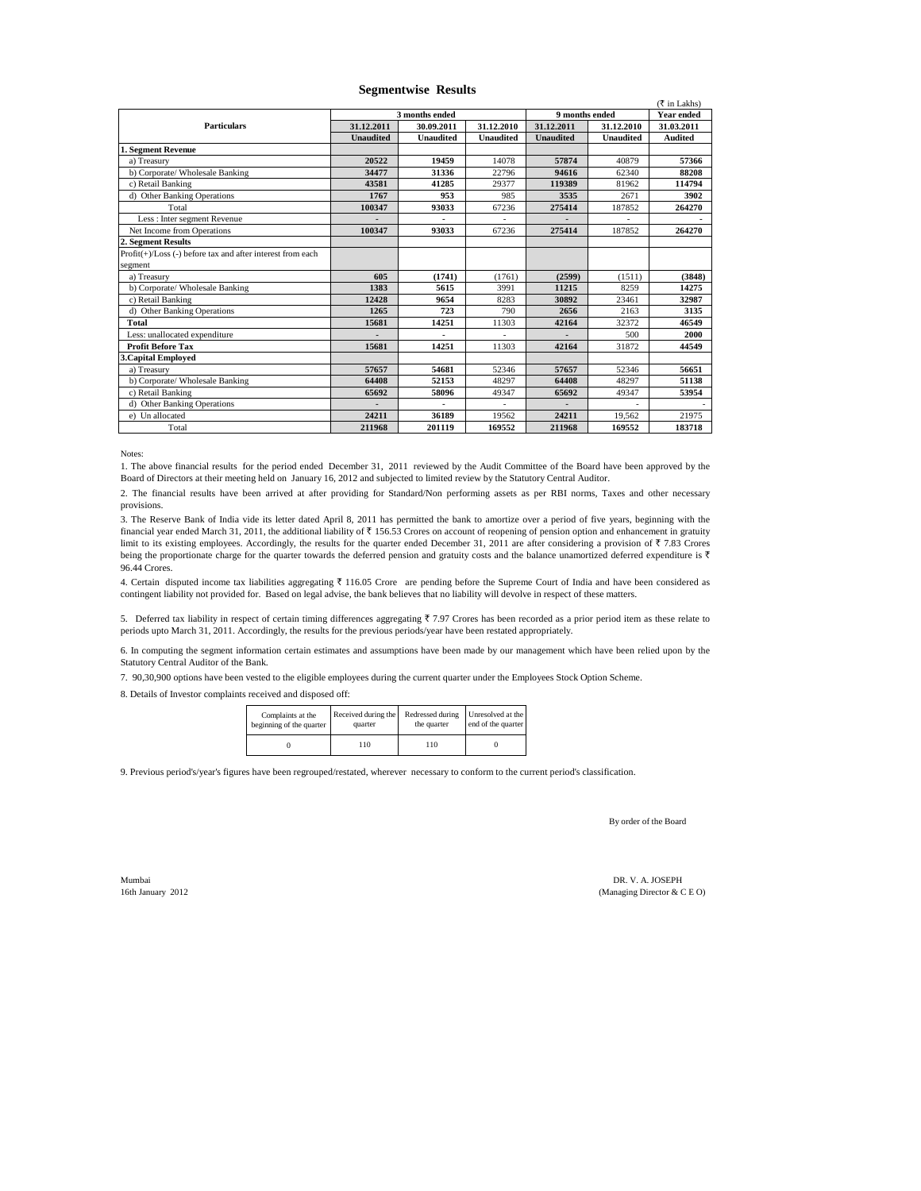# Segmentwise Results

(₹ in Lakhs)

| Particulars | 3 months ended | | | 9 months ended | | Year ended |
|---|---|---|---|---|---|---|
| | 31.12.2011 | 30.09.2011 | 31.12.2010 | 31.12.2011 | 31.12.2010 | 31.03.2011 |
| | Unaudited | Unaudited | Unaudited | Unaudited | Unaudited | Audited |
| **1. Segment Revenue** | | | | | | |
| a) Treasury | **20522** | **19459** | 14078 | **57874** | 40879 | **57366** |
| b) Corporate/ Wholesale Banking | **34477** | **31336** | 22796 | **94616** | 62340 | **88208** |
| c) Retail Banking | **43581** | **41285** | 29377 | **119389** | 81962 | **114794** |
| d) Other Banking Operations | **1767** | **953** | 985 | **3535** | 2671 | **3902** |
| Total | **100347** | **93033** | 67236 | **275414** | 187852 | **264270** |
| Less : Inter segment Revenue | - | - | - | - | - | - |
| Net Income from Operations | **100347** | **93033** | 67236 | **275414** | 187852 | **264270** |
| **2. Segment Results** | | | | | | |
| Profit(+)/Loss (-) before tax and after interest from each segment | | | | | | |
| a) Treasury | **605** | **(1741)** | (1761) | **(2599)** | (1511) | **(3848)** |
| b) Corporate/ Wholesale Banking | **1383** | **5615** | 3991 | **11215** | 8259 | **14275** |
| c) Retail Banking | **12428** | **9654** | 8283 | **30892** | 23461 | **32987** |
| d) Other Banking Operations | **1265** | **723** | 790 | **2656** | 2163 | **3135** |
| **Total** | **15681** | **14251** | 11303 | **42164** | 32372 | **46549** |
| Less: unallocated expenditure | - | - | - | - | 500 | **2000** |
| **Profit Before Tax** | **15681** | **14251** | 11303 | **42164** | 31872 | **44549** |
| **3.Capital Employed** | | | | | | |
| a) Treasury | **57657** | **54681** | 52346 | **57657** | 52346 | **56651** |
| b) Corporate/ Wholesale Banking | **64408** | **52153** | 48297 | **64408** | 48297 | **51138** |
| c) Retail Banking | **65692** | **58096** | 49347 | **65692** | 49347 | **53954** |
| d) Other Banking Operations | - | - | - | - | - | - |
| e) Un allocated | **24211** | **36189** | 19562 | **24211** | 19,562 | 21975 |
| Total | **211968** | **201119** | **169552** | **211968** | **169552** | **183718** |

Notes:

1. The above financial results for the period ended December 31, 2011 reviewed by the Audit Committee of the Board have been approved by the Board of Directors at their meeting held on January 16, 2012 and subjected to limited review by the Statutory Central Auditor.

2. The financial results have been arrived at after providing for Standard/Non performing assets as per RBI norms, Taxes and other necessary provisions.

3. The Reserve Bank of India vide its letter dated April 8, 2011 has permitted the bank to amortize over a period of five years, beginning with the financial year ended March 31, 2011, the additional liability of ₹ 156.53 Crores on account of reopening of pension option and enhancement in gratuity limit to its existing employees. Accordingly, the results for the quarter ended December 31, 2011 are after considering a provision of ₹ 7.83 Crores being the proportionate charge for the quarter towards the deferred pension and gratuity costs and the balance unamortized deferred expenditure is ₹ 96.44 Crores.

4. Certain disputed income tax liabilities aggregating ₹ 116.05 Crore are pending before the Supreme Court of India and have been considered as contingent liability not provided for. Based on legal advise, the bank believes that no liability will devolve in respect of these matters.

5. Deferred tax liability in respect of certain timing differences aggregating ₹ 7.97 Crores has been recorded as a prior period item as these relate to periods upto March 31, 2011. Accordingly, the results for the previous periods/year have been restated appropriately.

6. In computing the segment information certain estimates and assumptions have been made by our management which have been relied upon by the Statutory Central Auditor of the Bank.

7. 90,30,900 options have been vested to the eligible employees during the current quarter under the Employees Stock Option Scheme.

8. Details of Investor complaints received and disposed off:

| Complaints at the beginning of the quarter | Received during the quarter | Redressed during the quarter | Unresolved at the end of the quarter |
|---|---|---|---|
| 0 | 110 | 110 | 0 |

9. Previous period's/year's figures have been regrouped/restated, wherever necessary to conform to the current period's classification.

By order of the Board

Mumbai
16th January 2012

DR. V. A. JOSEPH
(Managing Director & C E O)